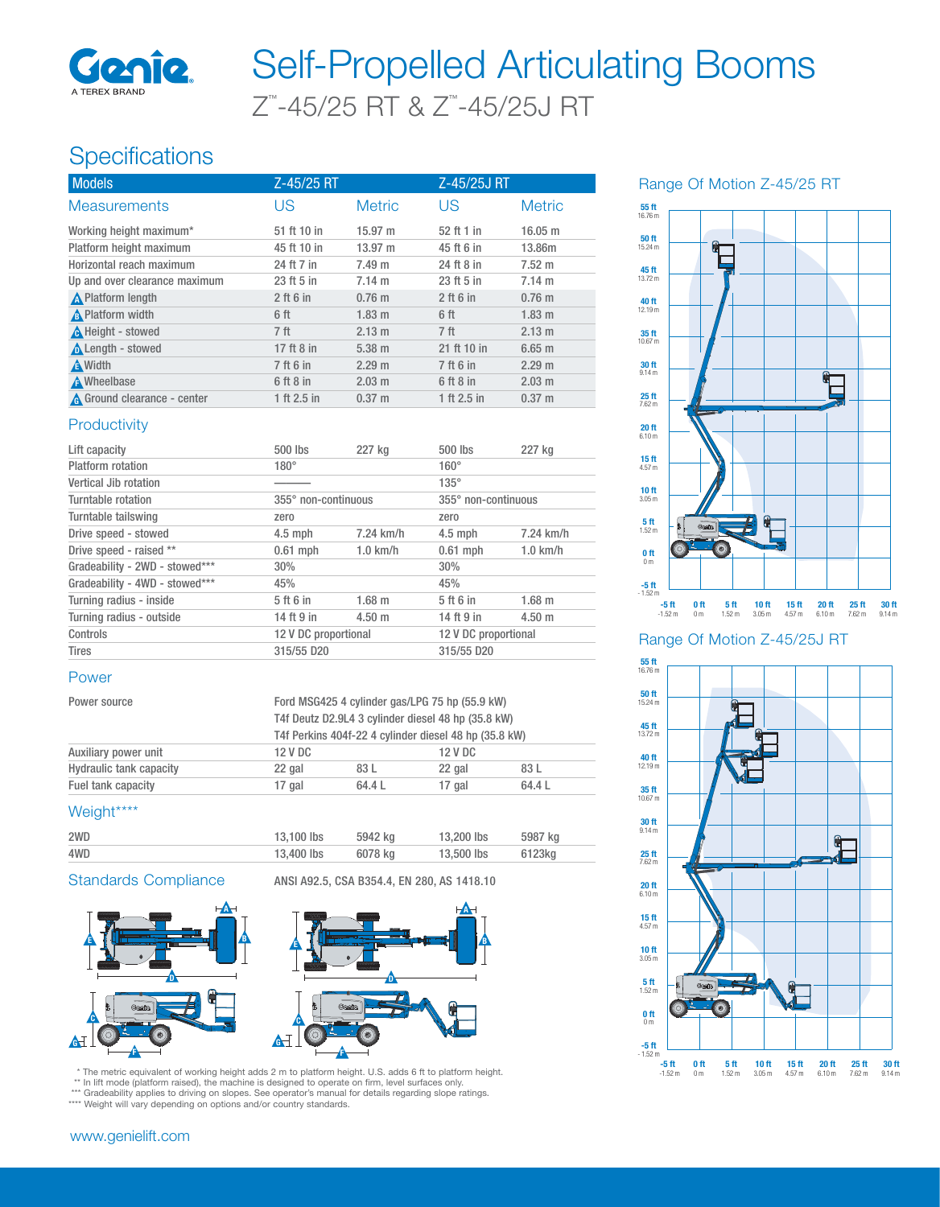# Self-Propelled Articulating Booms

## Z™-45/25 RT & Z™-45/25J RT

## Specifications

| Models | Z-45/25 RT | | Z-45/25J RT | |
|---|---|---|---|---|
| **Measurements** | **US** | **Metric** | **US** | **Metric** |
| Working height maximum* | 51 ft 10 in | 15.97 m | 52 ft 1 in | 16.05 m |
| Platform height maximum | 45 ft 10 in | 13.97 m | 45 ft 6 in | 13.86m |
| Horizontal reach maximum | 24 ft 7 in | 7.49 m | 24 ft 8 in | 7.52 m |
| Up and over clearance maximum | 23 ft 5 in | 7.14 m | 23 ft 5 in | 7.14 m |
| A Platform length | 2 ft 6 in | 0.76 m | 2 ft 6 in | 0.76 m |
| B Platform width | 6 ft | 1.83 m | 6 ft | 1.83 m |
| C Height - stowed | 7 ft | 2.13 m | 7 ft | 2.13 m |
| D Length - stowed | 17 ft 8 in | 5.38 m | 21 ft 10 in | 6.65 m |
| E Width | 7 ft 6 in | 2.29 m | 7 ft 6 in | 2.29 m |
| F Wheelbase | 6 ft 8 in | 2.03 m | 6 ft 8 in | 2.03 m |
| G Ground clearance - center | 1 ft 2.5 in | 0.37 m | 1 ft 2.5 in | 0.37 m |

### Productivity

| | Z-45/25 RT | | Z-45/25J RT | |
|---|---|---|---|---|
| Lift capacity | 500 lbs | 227 kg | 500 lbs | 227 kg |
| Platform rotation | 180° | | 160° | |
| Vertical Jib rotation | ——— | | 135° | |
| Turntable rotation | 355° non-continuous | | 355° non-continuous | |
| Turntable tailswing | zero | | zero | |
| Drive speed - stowed | 4.5 mph | 7.24 km/h | 4.5 mph | 7.24 km/h |
| Drive speed - raised ** | 0.61 mph | 1.0 km/h | 0.61 mph | 1.0 km/h |
| Gradeability - 2WD - stowed*** | 30% | | 30% | |
| Gradeability - 4WD - stowed*** | 45% | | 45% | |
| Turning radius - inside | 5 ft 6 in | 1.68 m | 5 ft 6 in | 1.68 m |
| Turning radius - outside | 14 ft 9 in | 4.50 m | 14 ft 9 in | 4.50 m |
| Controls | 12 V DC proportional | | 12 V DC proportional | |
| Tires | 315/55 D20 | | 315/55 D20 | |

### Power

| | Z-45/25 RT | | Z-45/25J RT | |
|---|---|---|---|---|
| Power source | Ford MSG425 4 cylinder gas/LPG 75 hp (55.9 kW)<br>T4f Deutz D2.9L4 3 cylinder diesel 48 hp (35.8 kW)<br>T4f Perkins 404f-22 4 cylinder diesel 48 hp (35.8 kW) | | | |
| Auxiliary power unit | 12 V DC | | 12 V DC | |
| Hydraulic tank capacity | 22 gal | 83 L | 22 gal | 83 L |
| Fuel tank capacity | 17 gal | 64.4 L | 17 gal | 64.4 L |

### Weight****

| | Z-45/25 RT | | Z-45/25J RT | |
|---|---|---|---|---|
| 2WD | 13,100 lbs | 5942 kg | 13,200 lbs | 5987 kg |
| 4WD | 13,400 lbs | 6078 kg | 13,500 lbs | 6123kg |

### Standards Compliance

ANSI A92.5, CSA B354.4, EN 280, AS 1418.10

### Range Of Motion Z-45/25 RT

### Range Of Motion Z-45/25J RT

\* The metric equivalent of working height adds 2 m to platform height. U.S. adds 6 ft to platform height.
\** In lift mode (platform raised), the machine is designed to operate on firm, level surfaces only.
\*** Gradeability applies to driving on slopes. See operator's manual for details regarding slope ratings.
\**** Weight will vary depending on options and/or country standards.

www.genielift.com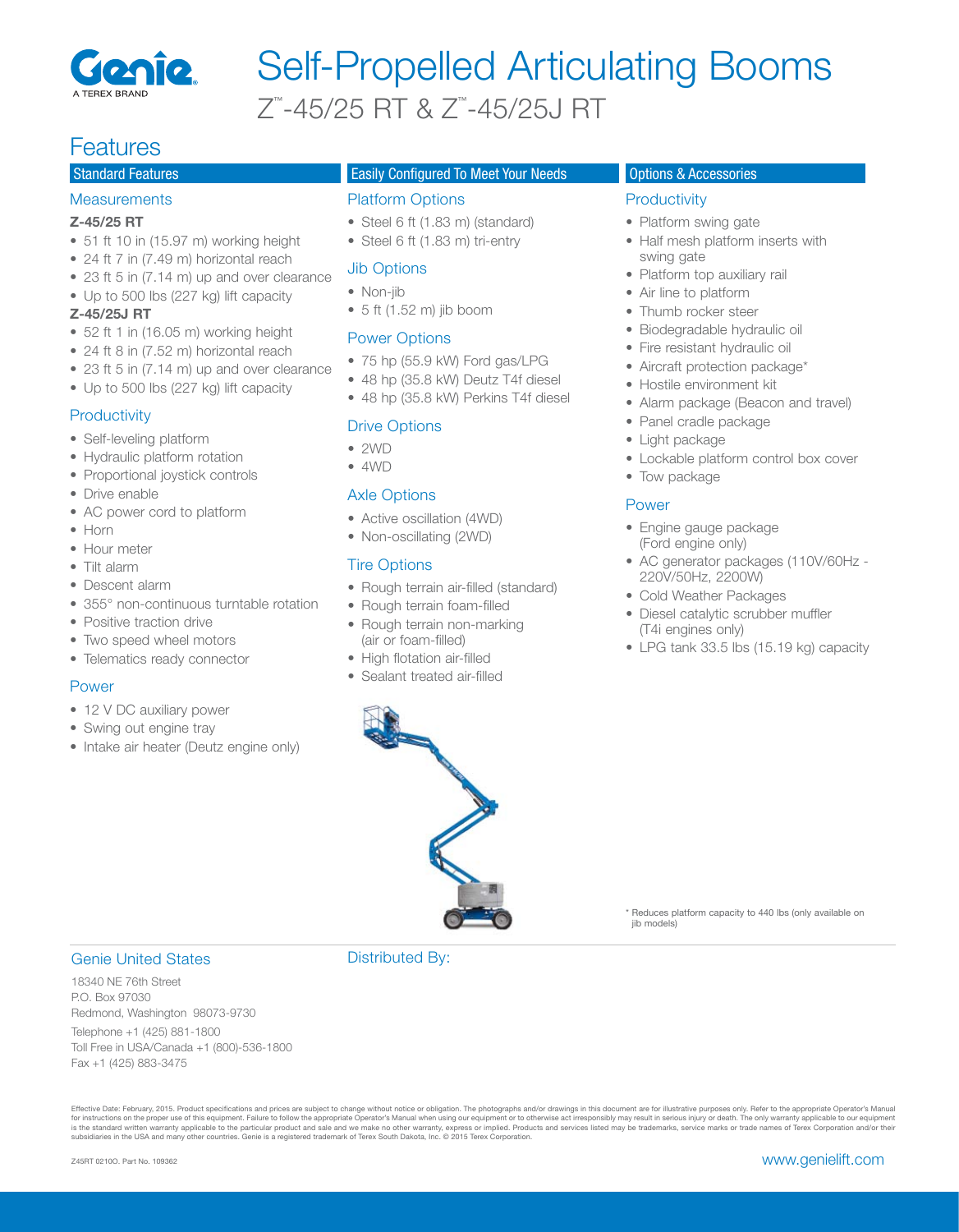# Self-Propelled Articulating Booms

Z™-45/25 RT & Z™-45/25J RT

## Features

### Standard Features

#### Measurements

**Z-45/25 RT**

- 51 ft 10 in (15.97 m) working height
- 24 ft 7 in (7.49 m) horizontal reach
- 23 ft 5 in (7.14 m) up and over clearance
- Up to 500 lbs (227 kg) lift capacity

**Z-45/25J RT**

- 52 ft 1 in (16.05 m) working height
- 24 ft 8 in (7.52 m) horizontal reach
- 23 ft 5 in (7.14 m) up and over clearance
- Up to 500 lbs (227 kg) lift capacity

#### Productivity

- Self-leveling platform
- Hydraulic platform rotation
- Proportional joystick controls
- Drive enable
- AC power cord to platform
- Horn
- Hour meter
- Tilt alarm
- Descent alarm
- 355° non-continuous turntable rotation
- Positive traction drive
- Two speed wheel motors
- Telematics ready connector

#### Power

- 12 V DC auxiliary power
- Swing out engine tray
- Intake air heater (Deutz engine only)

### Easily Configured To Meet Your Needs

#### Platform Options

- Steel 6 ft (1.83 m) (standard)
- Steel 6 ft (1.83 m) tri-entry

#### Jib Options

- Non-jib
- 5 ft (1.52 m) jib boom

#### Power Options

- 75 hp (55.9 kW) Ford gas/LPG
- 48 hp (35.8 kW) Deutz T4f diesel
- 48 hp (35.8 kW) Perkins T4f diesel

#### Drive Options

- 2WD
- 4WD

#### Axle Options

- Active oscillation (4WD)
- Non-oscillating (2WD)

#### Tire Options

- Rough terrain air-filled (standard)
- Rough terrain foam-filled
- Rough terrain non-marking (air or foam-filled)
- High flotation air-filled
- Sealant treated air-filled

### Options & Accessories

#### Productivity

- Platform swing gate
- Half mesh platform inserts with swing gate
- Platform top auxiliary rail
- Air line to platform
- Thumb rocker steer
- Biodegradable hydraulic oil
- Fire resistant hydraulic oil
- Aircraft protection package*
- Hostile environment kit
- Alarm package (Beacon and travel)
- Panel cradle package
- Light package
- Lockable platform control box cover
- Tow package

#### Power

- Engine gauge package (Ford engine only)
- AC generator packages (110V/60Hz - 220V/50Hz, 2200W)
- Cold Weather Packages
- Diesel catalytic scrubber muffler (T4i engines only)
- LPG tank 33.5 lbs (15.19 kg) capacity

\* Reduces platform capacity to 440 lbs (only available on jib models)

### Genie United States

18340 NE 76th Street
P.O. Box 97030
Redmond, Washington 98073-9730

Telephone +1 (425) 881-1800
Toll Free in USA/Canada +1 (800)-536-1800
Fax +1 (425) 883-3475

Distributed By:

Effective Date: February, 2015. Product specifications and prices are subject to change without notice or obligation. The photographs and/or drawings in this document are for illustrative purposes only. Refer to the appropriate Operator's Manual for instructions on the proper use of this equipment. Failure to follow the appropriate Operator's Manual when using our equipment or to otherwise act irresponsibly may result in serious injury or death. The only warranty applicable to our equipment is the standard written warranty applicable to the particular product and sale and we make no other warranty, express or implied. Products and services listed may be trademarks, service marks or trade names of Terex Corporation and/or their subsidiaries in the USA and many other countries. Genie is a registered trademark of Terex South Dakota, Inc. © 2015 Terex Corporation.

Z45RT 0210O. Part No. 109362

www.genielift.com